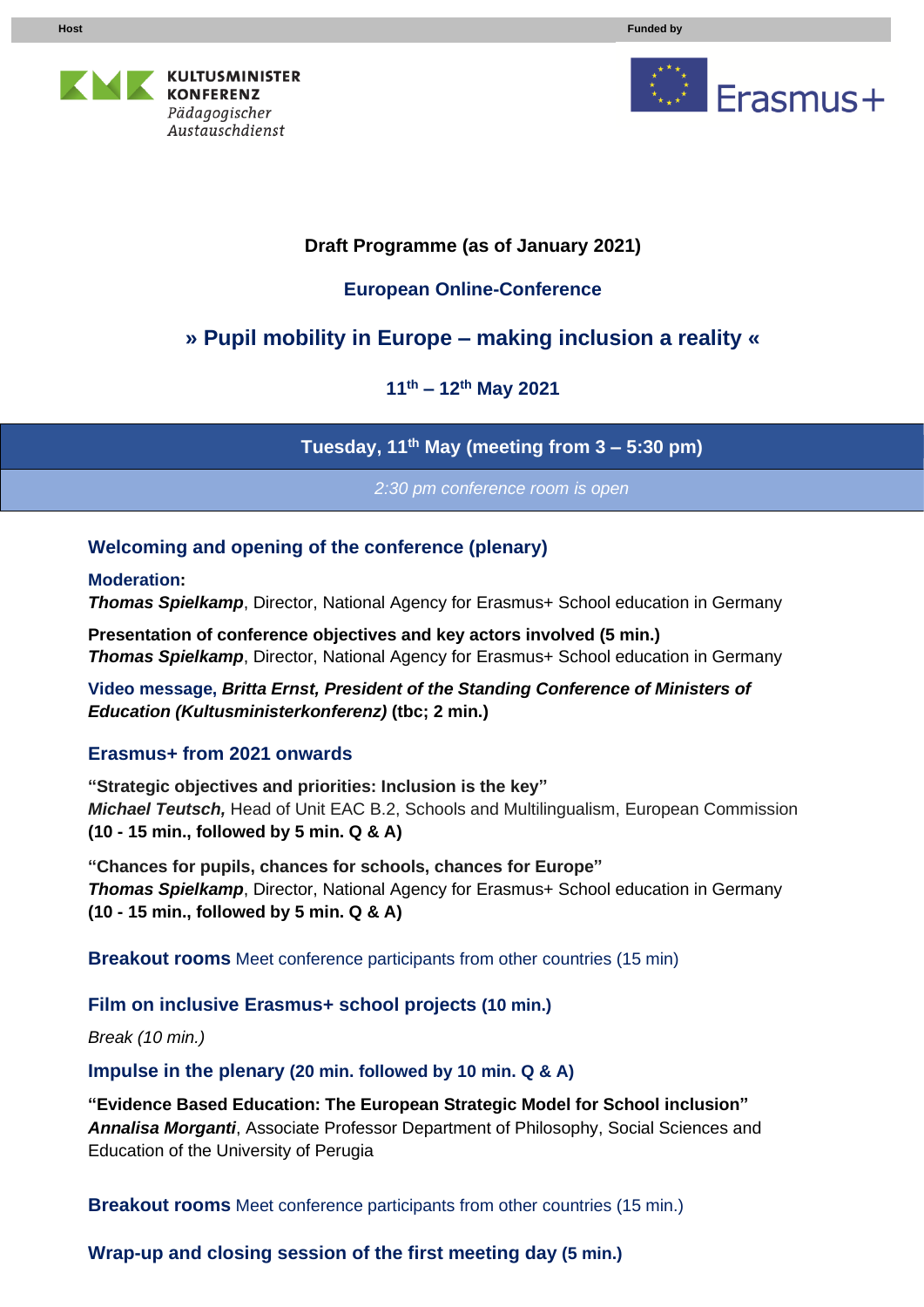Host

**KULTUSMINISTER KONFERENZ**
*Pädagogischer Austauschdienst*

Funded by

Erasmus+

**Draft Programme (as of January 2021)**

**European Online-Conference**

# » Pupil mobility in Europe – making inclusion a reality «

**11th – 12th May 2021**

## Tuesday, 11th May (meeting from 3 – 5:30 pm)

*2:30 pm conference room is open*

### Welcoming and opening of the conference (plenary)

**Moderation:**
***Thomas Spielkamp***, Director, National Agency for Erasmus+ School education in Germany

**Presentation of conference objectives and key actors involved (5 min.)**
***Thomas Spielkamp***, Director, National Agency for Erasmus+ School education in Germany

**Video message, *Britta Ernst, President of the Standing Conference of Ministers of Education (Kultusministerkonferenz)* (tbc; 2 min.)**

### Erasmus+ from 2021 onwards

**"Strategic objectives and priorities: Inclusion is the key"**
***Michael Teutsch,*** Head of Unit EAC B.2, Schools and Multilingualism, European Commission
**(10 - 15 min., followed by 5 min. Q & A)**

**"Chances for pupils, chances for schools, chances for Europe"**
***Thomas Spielkamp***, Director, National Agency for Erasmus+ School education in Germany
**(10 - 15 min., followed by 5 min. Q & A)**

**Breakout rooms** Meet conference participants from other countries (15 min)

**Film on inclusive Erasmus+ school projects (10 min.)**

*Break (10 min.)*

**Impulse in the plenary (20 min. followed by 10 min. Q & A)**

**"Evidence Based Education: The European Strategic Model for School inclusion"**
***Annalisa Morganti***, Associate Professor Department of Philosophy, Social Sciences and Education of the University of Perugia

**Breakout rooms** Meet conference participants from other countries (15 min.)

**Wrap-up and closing session of the first meeting day (5 min.)**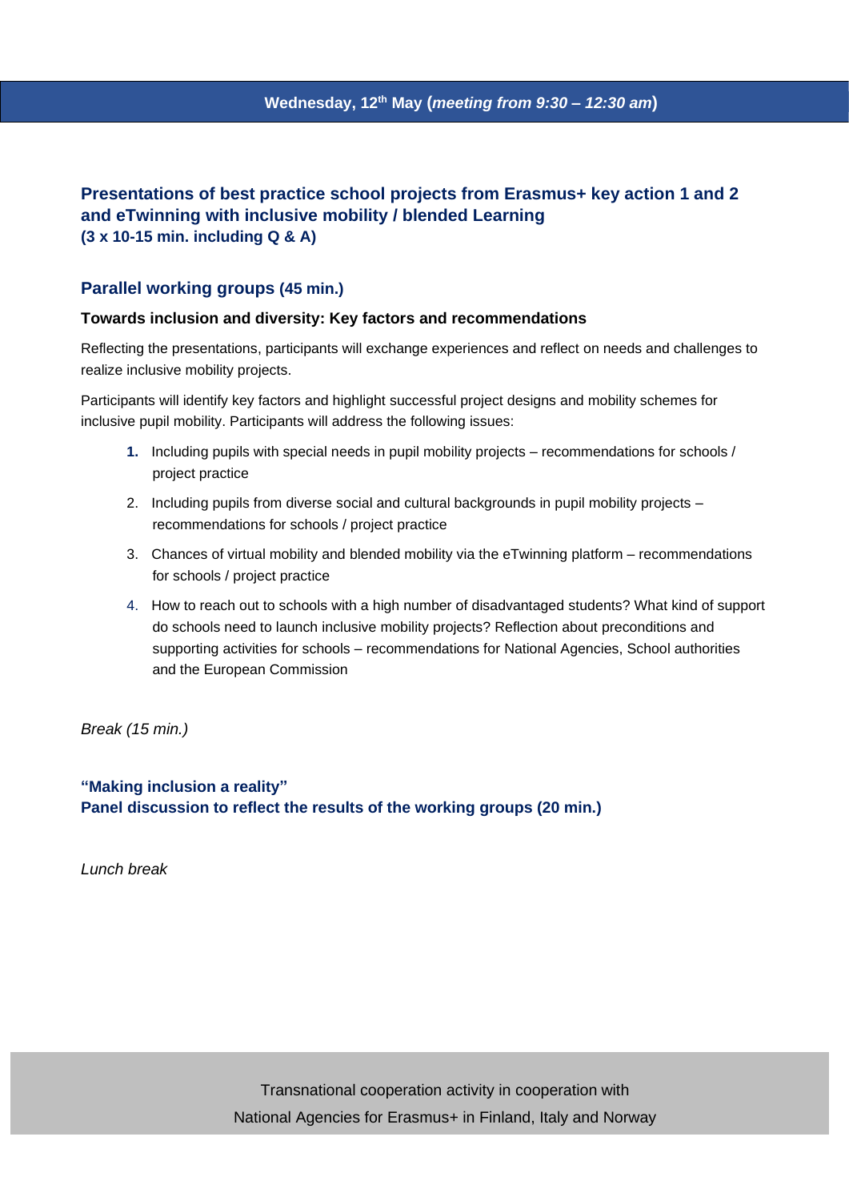## Wednesday, 12th May (*meeting from 9:30 – 12:30 am*)

### Presentations of best practice school projects from Erasmus+ key action 1 and 2 and eTwinning with inclusive mobility / blended Learning
**(3 x 10-15 min. including Q & A)**

### Parallel working groups (45 min.)

**Towards inclusion and diversity: Key factors and recommendations**

Reflecting the presentations, participants will exchange experiences and reflect on needs and challenges to realize inclusive mobility projects.

Participants will identify key factors and highlight successful project designs and mobility schemes for inclusive pupil mobility. Participants will address the following issues:

1. Including pupils with special needs in pupil mobility projects – recommendations for schools / project practice
2. Including pupils from diverse social and cultural backgrounds in pupil mobility projects – recommendations for schools / project practice
3. Chances of virtual mobility and blended mobility via the eTwinning platform – recommendations for schools / project practice
4. How to reach out to schools with a high number of disadvantaged students? What kind of support do schools need to launch inclusive mobility projects? Reflection about preconditions and supporting activities for schools – recommendations for National Agencies, School authorities and the European Commission

*Break (15 min.)*

### "Making inclusion a reality"
### Panel discussion to reflect the results of the working groups (20 min.)

*Lunch break*

Transnational cooperation activity in cooperation with
National Agencies for Erasmus+ in Finland, Italy and Norway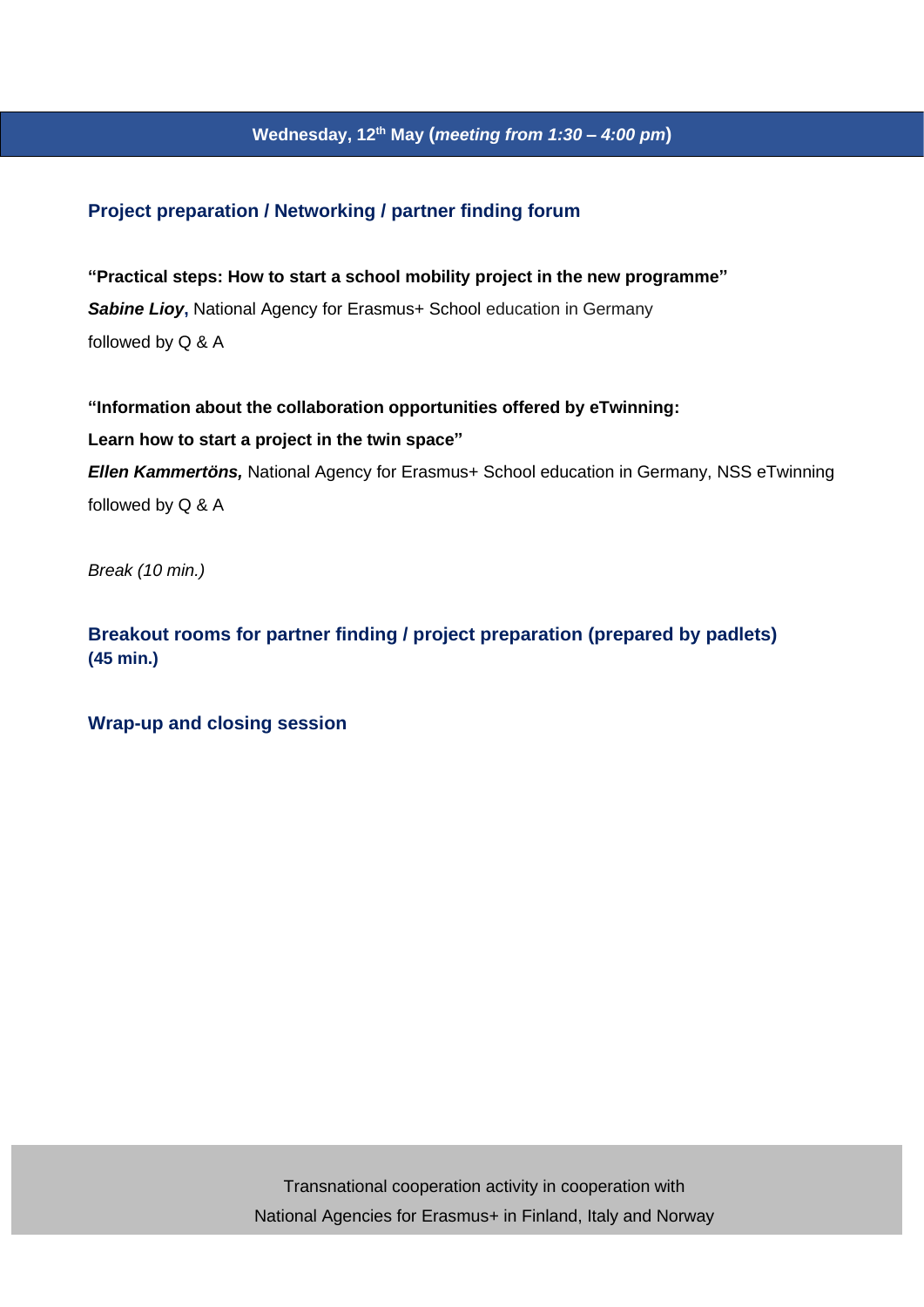## Wednesday, 12th May (*meeting from 1:30 – 4:00 pm*)

### Project preparation / Networking / partner finding forum

**“Practical steps: How to start a school mobility project in the new programme”**

***Sabine Lioy***, National Agency for Erasmus+ School education in Germany

followed by Q & A

**“Information about the collaboration opportunities offered by eTwinning:**
**Learn how to start a project in the twin space”**

***Ellen Kammertöns,*** National Agency for Erasmus+ School education in Germany, NSS eTwinning

followed by Q & A

*Break (10 min.)*

### Breakout rooms for partner finding / project preparation (prepared by padlets) (45 min.)

### Wrap-up and closing session

Transnational cooperation activity in cooperation with
National Agencies for Erasmus+ in Finland, Italy and Norway